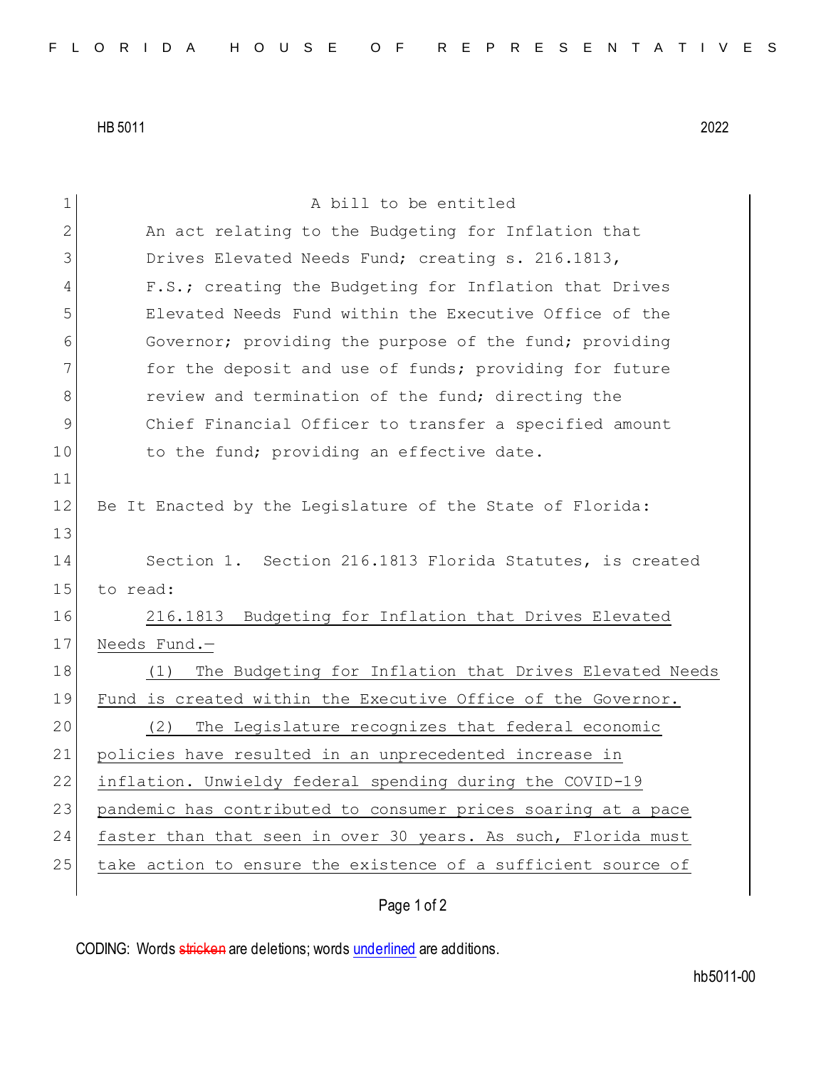HB 5011 2022

A bill to be entitled

An act relating to the Budgeting for Inflation that Drives Elevated Needs Fund; creating s. 216.1813, F.S.; creating the Budgeting for Inflation that Drives Elevated Needs Fund within the Executive Office of the Governor; providing the purpose of the fund; providing for the deposit and use of funds; providing for future review and termination of the fund; directing the Chief Financial Officer to transfer a specified amount to the fund; providing an effective date.

Be It Enacted by the Legislature of the State of Florida:

Section 1. Section 216.1813 Florida Statutes, is created to read:

216.1813 Budgeting for Inflation that Drives Elevated Needs Fund.—

(1) The Budgeting for Inflation that Drives Elevated Needs Fund is created within the Executive Office of the Governor.

(2) The Legislature recognizes that federal economic policies have resulted in an unprecedented increase in inflation. Unwieldy federal spending during the COVID-19 pandemic has contributed to consumer prices soaring at a pace faster than that seen in over 30 years. As such, Florida must take action to ensure the existence of a sufficient source of

CODING: Words stricken are deletions; words underlined are additions.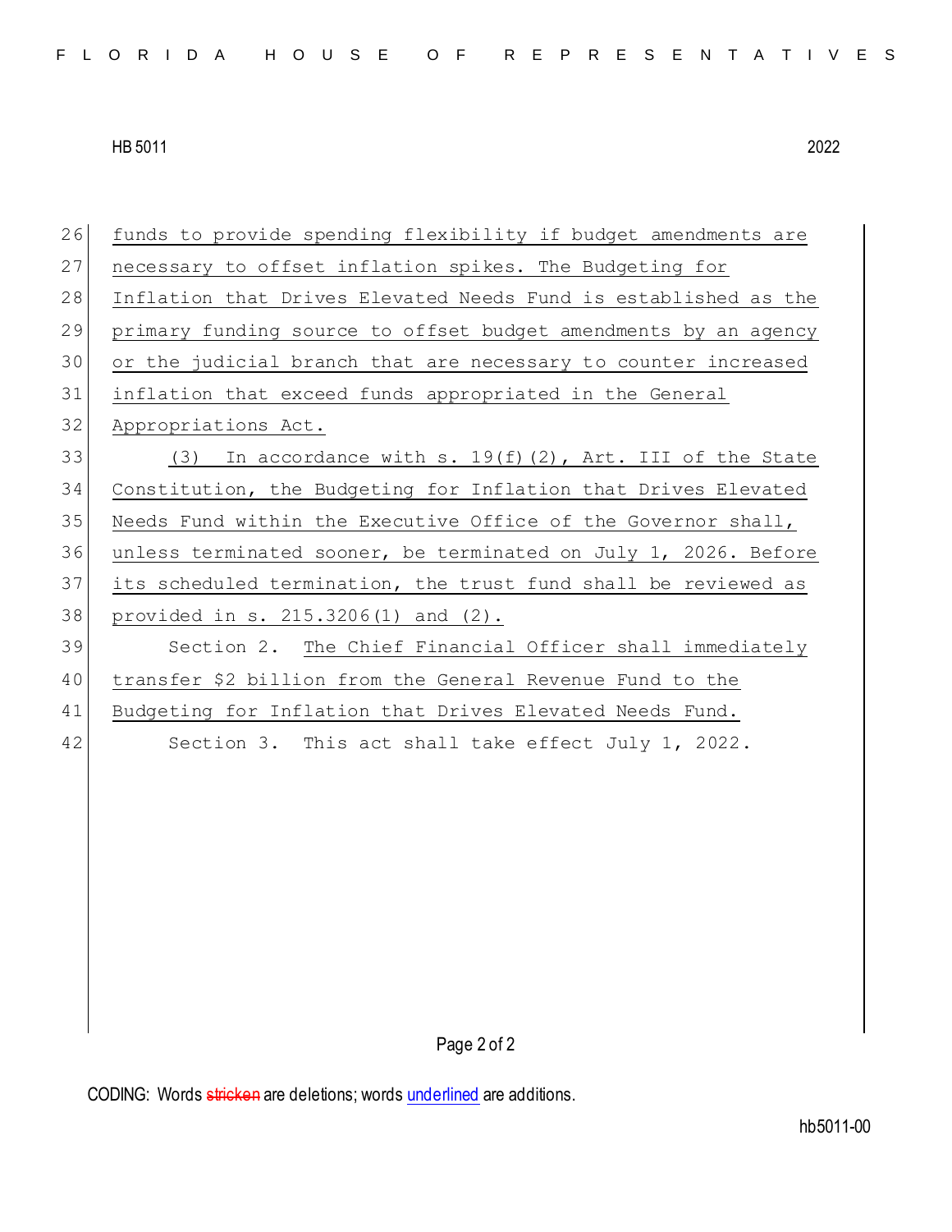funds to provide spending flexibility if budget amendments are necessary to offset inflation spikes. The Budgeting for Inflation that Drives Elevated Needs Fund is established as the primary funding source to offset budget amendments by an agency or the judicial branch that are necessary to counter increased inflation that exceed funds appropriated in the General Appropriations Act.

(3) In accordance with s. 19(f)(2), Art. III of the State Constitution, the Budgeting for Inflation that Drives Elevated Needs Fund within the Executive Office of the Governor shall, unless terminated sooner, be terminated on July 1, 2026. Before its scheduled termination, the trust fund shall be reviewed as provided in s. 215.3206(1) and (2).

Section 2. The Chief Financial Officer shall immediately transfer $2 billion from the General Revenue Fund to the Budgeting for Inflation that Drives Elevated Needs Fund.

Section 3. This act shall take effect July 1, 2022.

CODING: Words stricken are deletions; words underlined are additions.